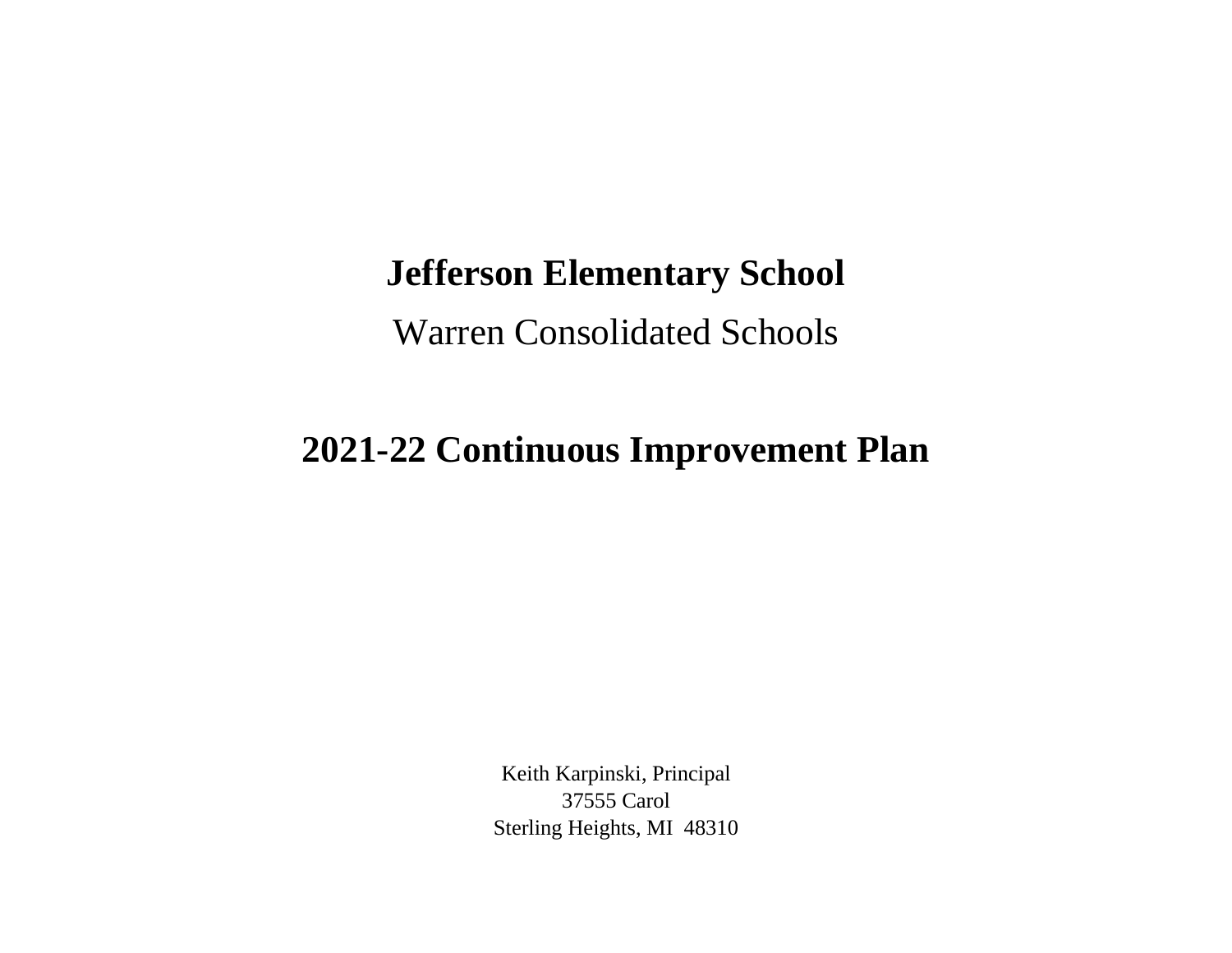# Jefferson Elementary School

Warren Consolidated Schools

## 2021-22 Continuous Improvement Plan

Keith Karpinski, Principal
37555 Carol
Sterling Heights, MI  48310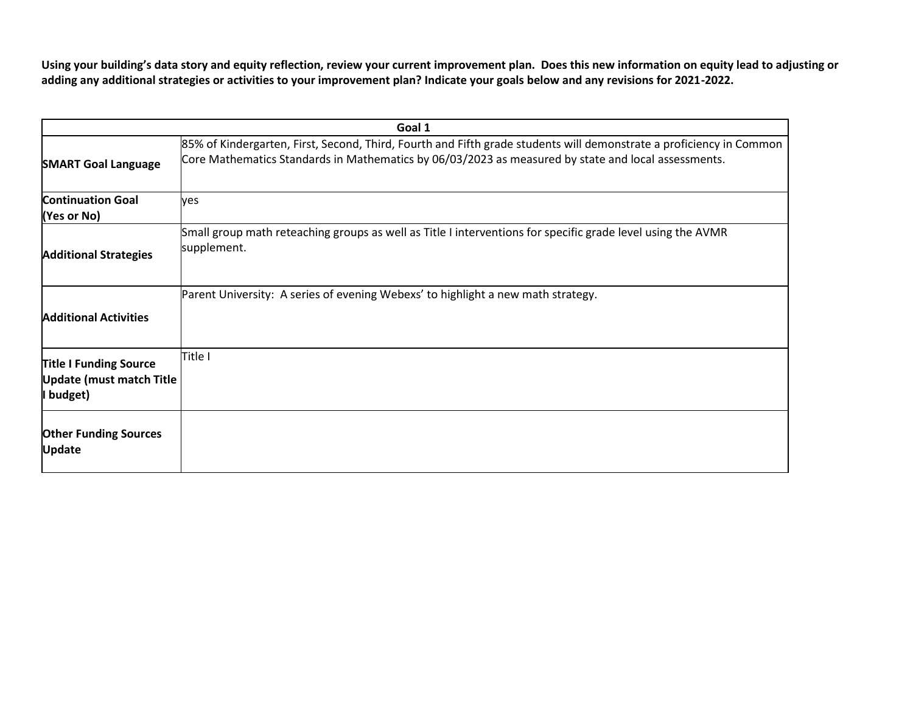**Using your building's data story and equity reflection, review your current improvement plan. Does this new information on equity lead to adjusting or adding any additional strategies or activities to your improvement plan? Indicate your goals below and any revisions for 2021-2022.**

| Goal 1 | |
|---|---|
| **SMART Goal Language** | 85% of Kindergarten, First, Second, Third, Fourth and Fifth grade students will demonstrate a proficiency in Common Core Mathematics Standards in Mathematics by 06/03/2023 as measured by state and local assessments. |
| **Continuation Goal (Yes or No)** | yes |
| **Additional Strategies** | Small group math reteaching groups as well as Title I interventions for specific grade level using the AVMR supplement. |
| **Additional Activities** | Parent University: A series of evening Webexs' to highlight a new math strategy. |
| **Title I Funding Source Update (must match Title I budget)** | Title I |
| **Other Funding Sources Update** | |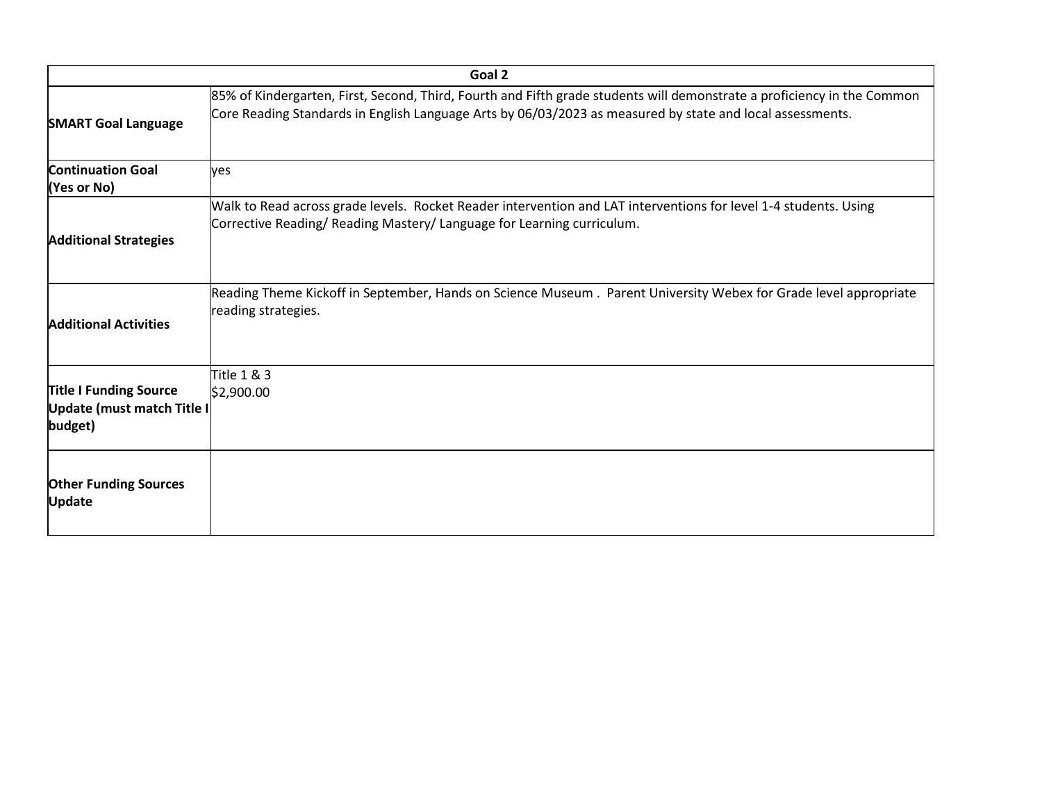| Goal 2 | |
|---|---|
| **SMART Goal Language** | 85% of Kindergarten, First, Second, Third, Fourth and Fifth grade students will demonstrate a proficiency in the Common Core Reading Standards in English Language Arts by 06/03/2023 as measured by state and local assessments. |
| **Continuation Goal (Yes or No)** | yes |
| **Additional Strategies** | Walk to Read across grade levels. Rocket Reader intervention and LAT interventions for level 1-4 students. Using Corrective Reading/ Reading Mastery/ Language for Learning curriculum. |
| **Additional Activities** | Reading Theme Kickoff in September, Hands on Science Museum . Parent University Webex for Grade level appropriate reading strategies. |
| **Title I Funding Source Update (must match Title I budget)** | Title 1 & 3<br>$2,900.00 |
| **Other Funding Sources Update** | |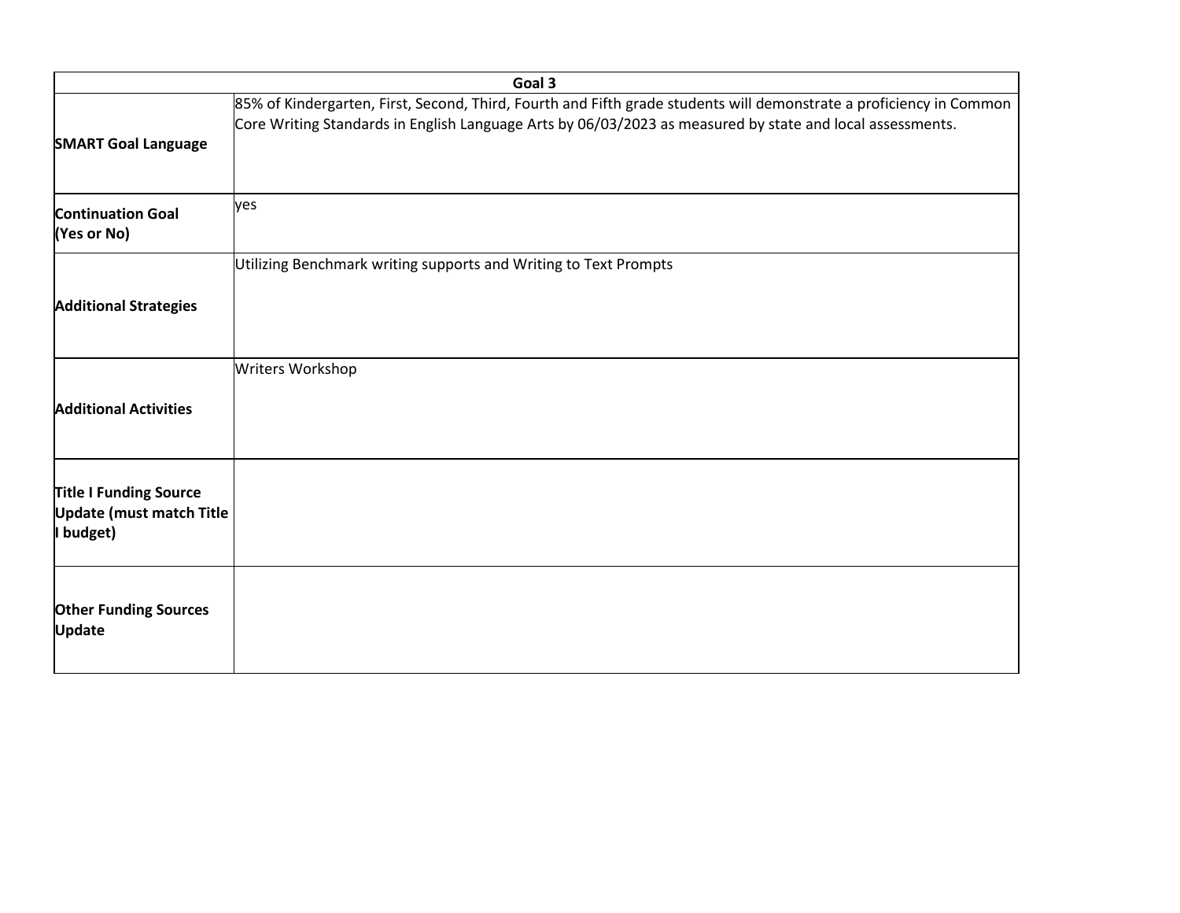| Goal 3 | |
|---|---|
| **SMART Goal Language** | 85% of Kindergarten, First, Second, Third, Fourth and Fifth grade students will demonstrate a proficiency in Common Core Writing Standards in English Language Arts by 06/03/2023 as measured by state and local assessments. |
| **Continuation Goal (Yes or No)** | yes |
| **Additional Strategies** | Utilizing Benchmark writing supports and Writing to Text Prompts |
| **Additional Activities** | Writers Workshop |
| **Title I Funding Source Update (must match Title I budget)** | |
| **Other Funding Sources Update** | |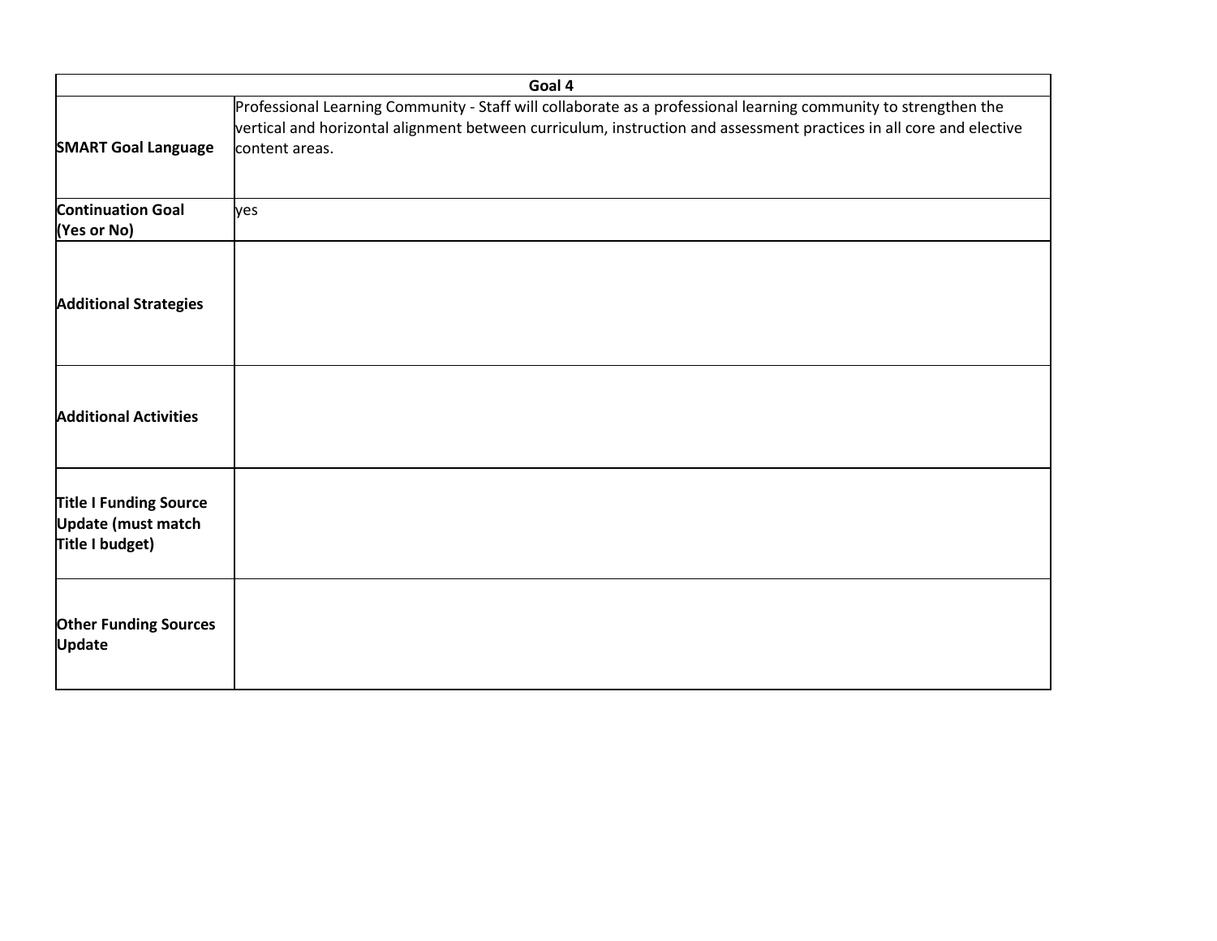| Goal 4 | |
|---|---|
| **SMART Goal Language** | Professional Learning Community - Staff will collaborate as a professional learning community to strengthen the vertical and horizontal alignment between curriculum, instruction and assessment practices in all core and elective content areas. |
| **Continuation Goal (Yes or No)** | yes |
| **Additional Strategies** | |
| **Additional Activities** | |
| **Title I Funding Source Update (must match Title I budget)** | |
| **Other Funding Sources Update** | |